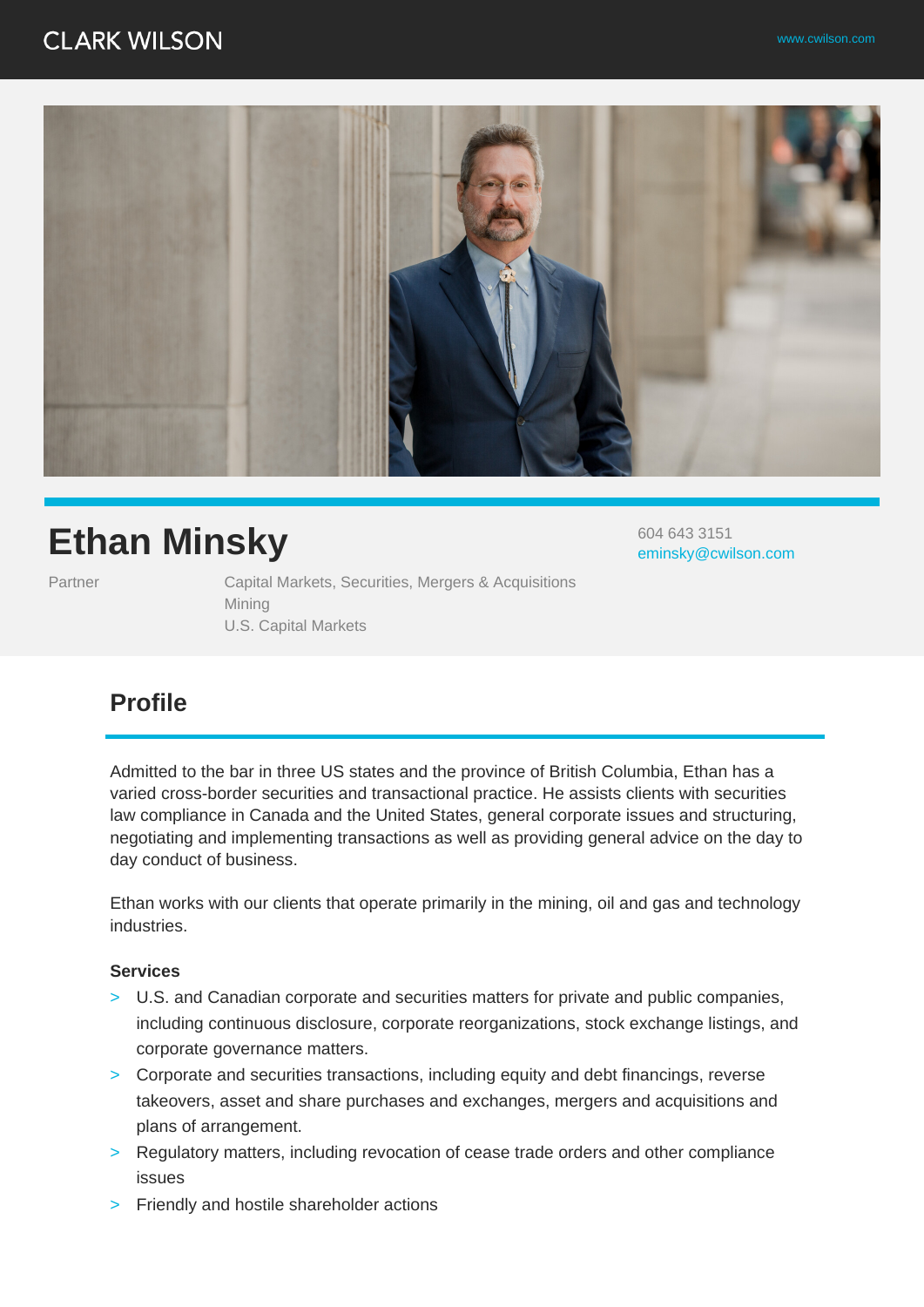CLARK WILSON

www.cwilson.com

# Ethan Minsky

604 643 3151
eminsky@cwilson.com

Partner

Capital Markets, Securities, Mergers & Acquisitions
Mining
U.S. Capital Markets

## Profile

Admitted to the bar in three US states and the province of British Columbia, Ethan has a varied cross-border securities and transactional practice. He assists clients with securities law compliance in Canada and the United States, general corporate issues and structuring, negotiating and implementing transactions as well as providing general advice on the day to day conduct of business.

Ethan works with our clients that operate primarily in the mining, oil and gas and technology industries.

**Services**

- U.S. and Canadian corporate and securities matters for private and public companies, including continuous disclosure, corporate reorganizations, stock exchange listings, and corporate governance matters.
- Corporate and securities transactions, including equity and debt financings, reverse takeovers, asset and share purchases and exchanges, mergers and acquisitions and plans of arrangement.
- Regulatory matters, including revocation of cease trade orders and other compliance issues
- Friendly and hostile shareholder actions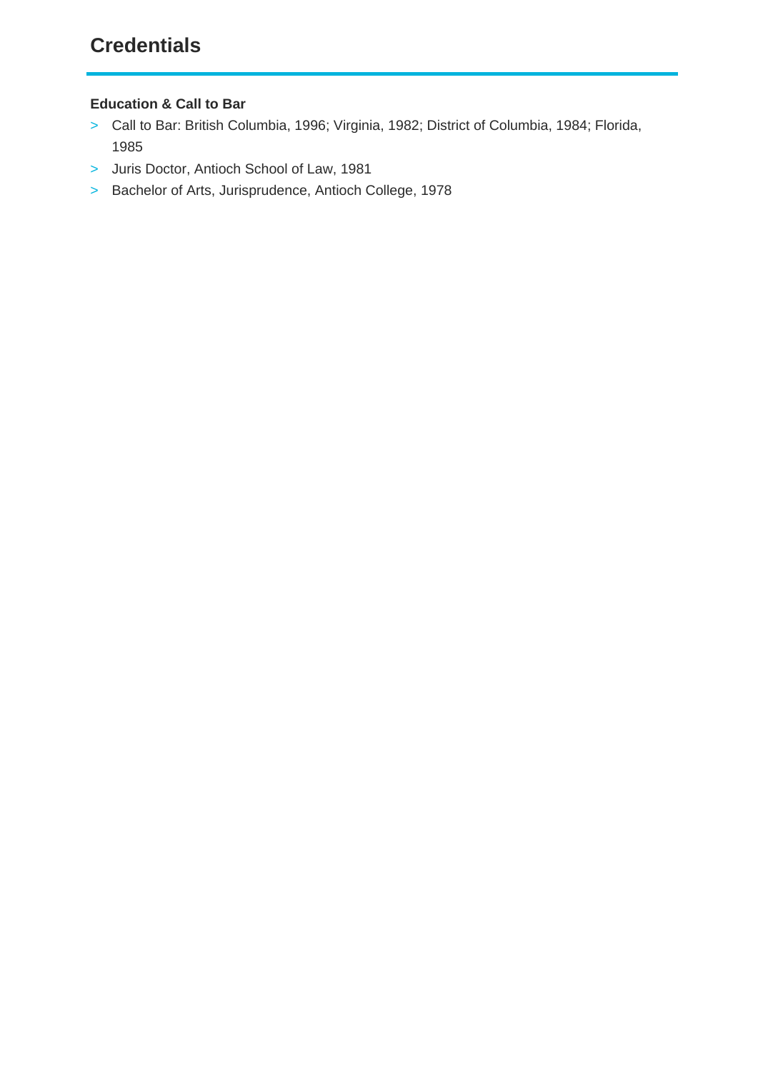## Credentials

**Education & Call to Bar**

- Call to Bar: British Columbia, 1996; Virginia, 1982; District of Columbia, 1984; Florida, 1985
- Juris Doctor, Antioch School of Law, 1981
- Bachelor of Arts, Jurisprudence, Antioch College, 1978